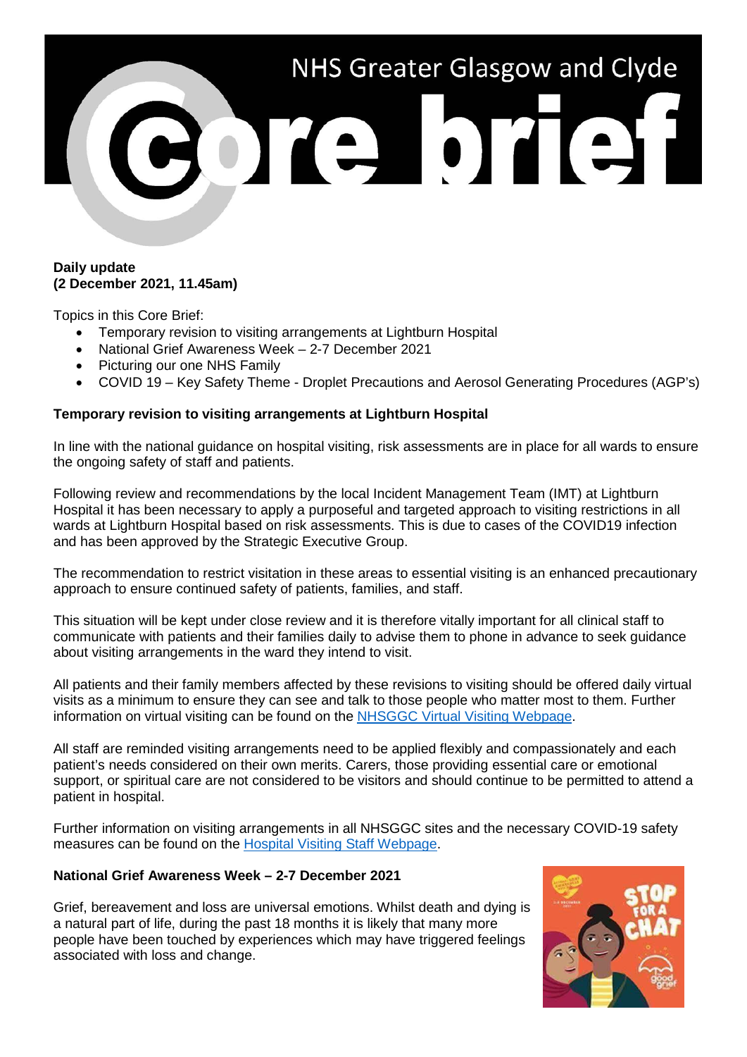# NHS Greater Glasgow and Clyde Core brief

**Daily update**
**(2 December 2021, 11.45am)**

Topics in this Core Brief:

- Temporary revision to visiting arrangements at Lightburn Hospital
- National Grief Awareness Week – 2-7 December 2021
- Picturing our one NHS Family
- COVID 19 – Key Safety Theme - Droplet Precautions and Aerosol Generating Procedures (AGP's)

**Temporary revision to visiting arrangements at Lightburn Hospital**

In line with the national guidance on hospital visiting, risk assessments are in place for all wards to ensure the ongoing safety of staff and patients.

Following review and recommendations by the local Incident Management Team (IMT) at Lightburn Hospital it has been necessary to apply a purposeful and targeted approach to visiting restrictions in all wards at Lightburn Hospital based on risk assessments. This is due to cases of the COVID19 infection and has been approved by the Strategic Executive Group.

The recommendation to restrict visitation in these areas to essential visiting is an enhanced precautionary approach to ensure continued safety of patients, families, and staff.

This situation will be kept under close review and it is therefore vitally important for all clinical staff to communicate with patients and their families daily to advise them to phone in advance to seek guidance about visiting arrangements in the ward they intend to visit.

All patients and their family members affected by these revisions to visiting should be offered daily virtual visits as a minimum to ensure they can see and talk to those people who matter most to them. Further information on virtual visiting can be found on the NHSGGC Virtual Visiting Webpage.

All staff are reminded visiting arrangements need to be applied flexibly and compassionately and each patient's needs considered on their own merits. Carers, those providing essential care or emotional support, or spiritual care are not considered to be visitors and should continue to be permitted to attend a patient in hospital.

Further information on visiting arrangements in all NHSGGC sites and the necessary COVID-19 safety measures can be found on the Hospital Visiting Staff Webpage.

**National Grief Awareness Week – 2-7 December 2021**

Grief, bereavement and loss are universal emotions. Whilst death and dying is a natural part of life, during the past 18 months it is likely that many more people have been touched by experiences which may have triggered feelings associated with loss and change.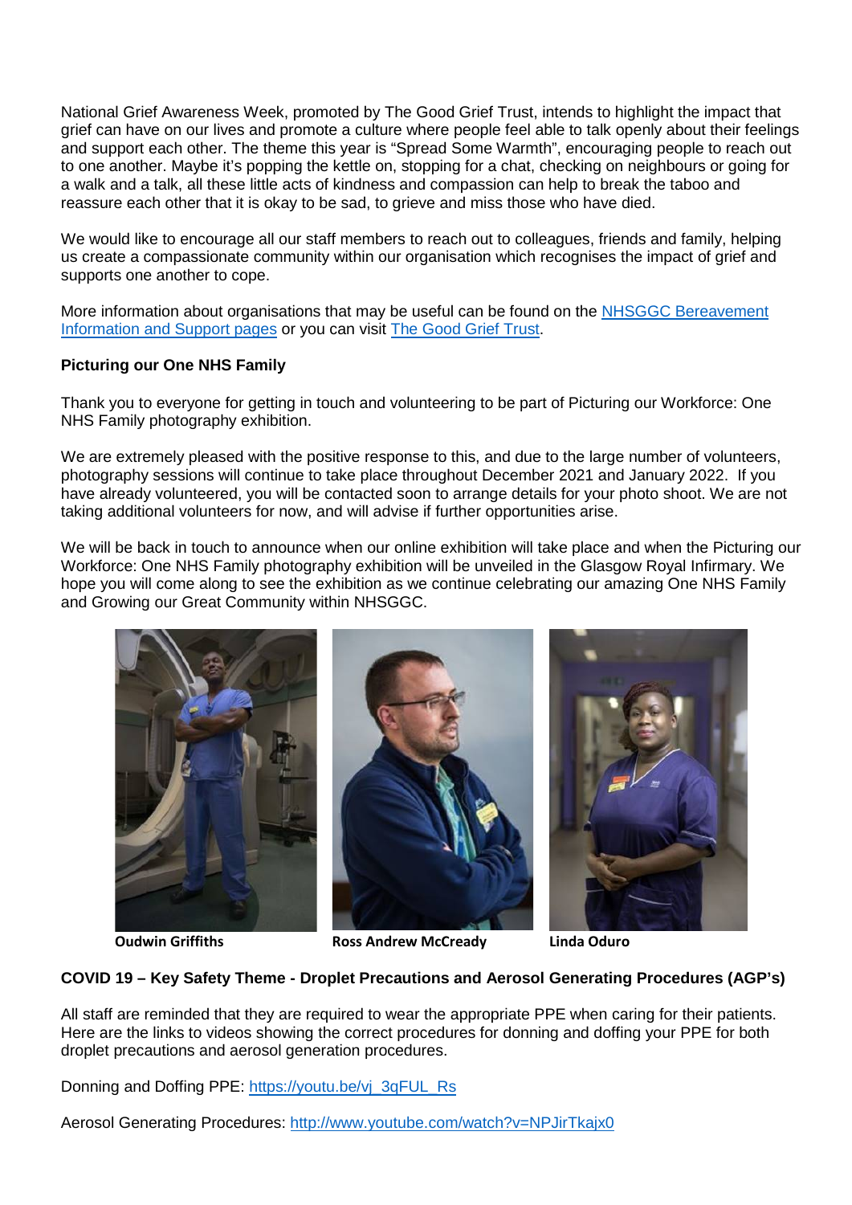National Grief Awareness Week, promoted by The Good Grief Trust, intends to highlight the impact that grief can have on our lives and promote a culture where people feel able to talk openly about their feelings and support each other. The theme this year is "Spread Some Warmth", encouraging people to reach out to one another. Maybe it's popping the kettle on, stopping for a chat, checking on neighbours or going for a walk and a talk, all these little acts of kindness and compassion can help to break the taboo and reassure each other that it is okay to be sad, to grieve and miss those who have died.

We would like to encourage all our staff members to reach out to colleagues, friends and family, helping us create a compassionate community within our organisation which recognises the impact of grief and supports one another to cope.

More information about organisations that may be useful can be found on the NHSGGC Bereavement Information and Support pages or you can visit The Good Grief Trust.

**Picturing our One NHS Family**

Thank you to everyone for getting in touch and volunteering to be part of Picturing our Workforce: One NHS Family photography exhibition.

We are extremely pleased with the positive response to this, and due to the large number of volunteers, photography sessions will continue to take place throughout December 2021 and January 2022. If you have already volunteered, you will be contacted soon to arrange details for your photo shoot. We are not taking additional volunteers for now, and will advise if further opportunities arise.

We will be back in touch to announce when our online exhibition will take place and when the Picturing our Workforce: One NHS Family photography exhibition will be unveiled in the Glasgow Royal Infirmary. We hope you will come along to see the exhibition as we continue celebrating our amazing One NHS Family and Growing our Great Community within NHSGGC.

**Oudwin Griffiths** **Ross Andrew McCready** **Linda Oduro**

**COVID 19 – Key Safety Theme - Droplet Precautions and Aerosol Generating Procedures (AGP's)**

All staff are reminded that they are required to wear the appropriate PPE when caring for their patients. Here are the links to videos showing the correct procedures for donning and doffing your PPE for both droplet precautions and aerosol generation procedures.

Donning and Doffing PPE: https://youtu.be/vj_3qFUL_Rs

Aerosol Generating Procedures: http://www.youtube.com/watch?v=NPJirTkajx0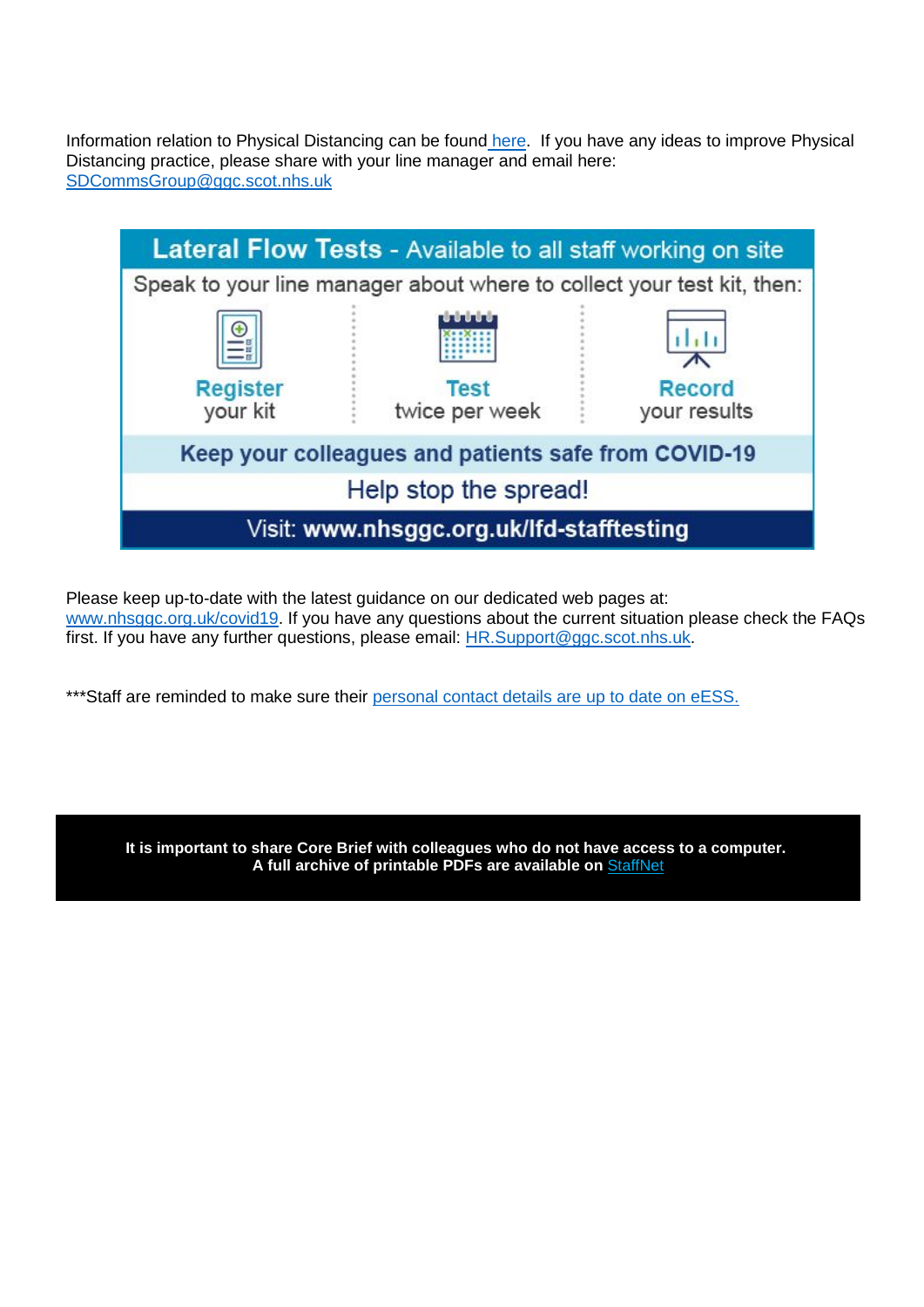Information relation to Physical Distancing can be found [here](). If you have any ideas to improve Physical Distancing practice, please share with your line manager and email here: SDCommsGroup@ggc.scot.nhs.uk

**Lateral Flow Tests** - Available to all staff working on site

Speak to your line manager about where to collect your test kit, then:

**Register** your kit

**Test** twice per week

**Record** your results

**Keep your colleagues and patients safe from COVID-19**

Help stop the spread!

Visit: **www.nhsggc.org.uk/lfd-stafftesting**

Please keep up-to-date with the latest guidance on our dedicated web pages at: www.nhsggc.org.uk/covid19. If you have any questions about the current situation please check the FAQs first. If you have any further questions, please email: HR.Support@ggc.scot.nhs.uk.

***Staff are reminded to make sure their personal contact details are up to date on eESS.

**It is important to share Core Brief with colleagues who do not have access to a computer.**
**A full archive of printable PDFs are available on** StaffNet